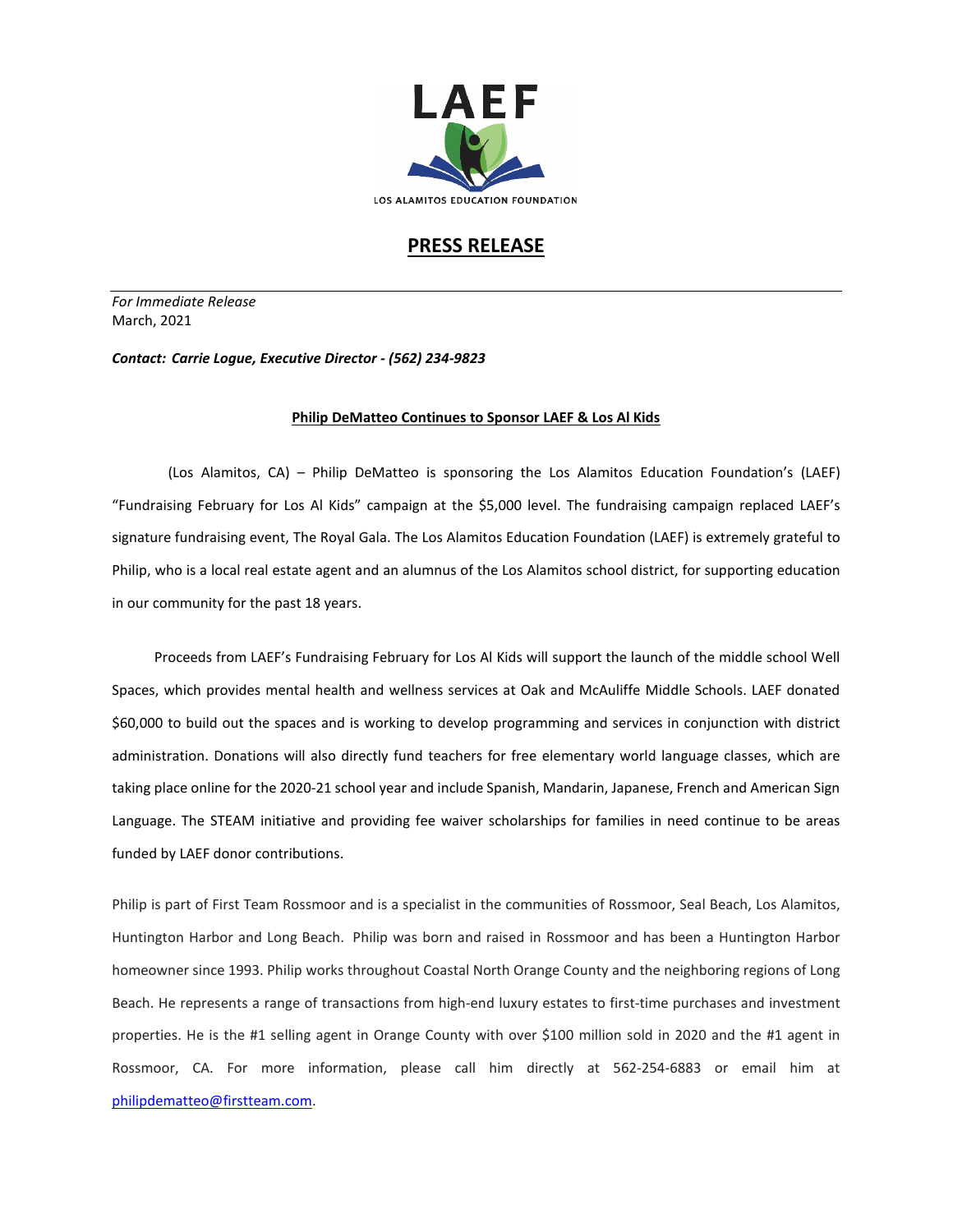LAEF

LOS ALAMITOS EDUCATION FOUNDATION

# PRESS RELEASE

*For Immediate Release*
March, 2021

***Contact: Carrie Logue, Executive Director - (562) 234-9823***

**Philip DeMatteo Continues to Sponsor LAEF & Los Al Kids**

(Los Alamitos, CA) – Philip DeMatteo is sponsoring the Los Alamitos Education Foundation's (LAEF) "Fundraising February for Los Al Kids" campaign at the $5,000 level. The fundraising campaign replaced LAEF's signature fundraising event, The Royal Gala. The Los Alamitos Education Foundation (LAEF) is extremely grateful to Philip, who is a local real estate agent and an alumnus of the Los Alamitos school district, for supporting education in our community for the past 18 years.

Proceeds from LAEF's Fundraising February for Los Al Kids will support the launch of the middle school Well Spaces, which provides mental health and wellness services at Oak and McAuliffe Middle Schools. LAEF donated $60,000 to build out the spaces and is working to develop programming and services in conjunction with district administration. Donations will also directly fund teachers for free elementary world language classes, which are taking place online for the 2020-21 school year and include Spanish, Mandarin, Japanese, French and American Sign Language. The STEAM initiative and providing fee waiver scholarships for families in need continue to be areas funded by LAEF donor contributions.

Philip is part of First Team Rossmoor and is a specialist in the communities of Rossmoor, Seal Beach, Los Alamitos, Huntington Harbor and Long Beach. Philip was born and raised in Rossmoor and has been a Huntington Harbor homeowner since 1993. Philip works throughout Coastal North Orange County and the neighboring regions of Long Beach. He represents a range of transactions from high-end luxury estates to first-time purchases and investment properties. He is the #1 selling agent in Orange County with over $100 million sold in 2020 and the #1 agent in Rossmoor, CA. For more information, please call him directly at 562-254-6883 or email him at philipdematteo@firstteam.com.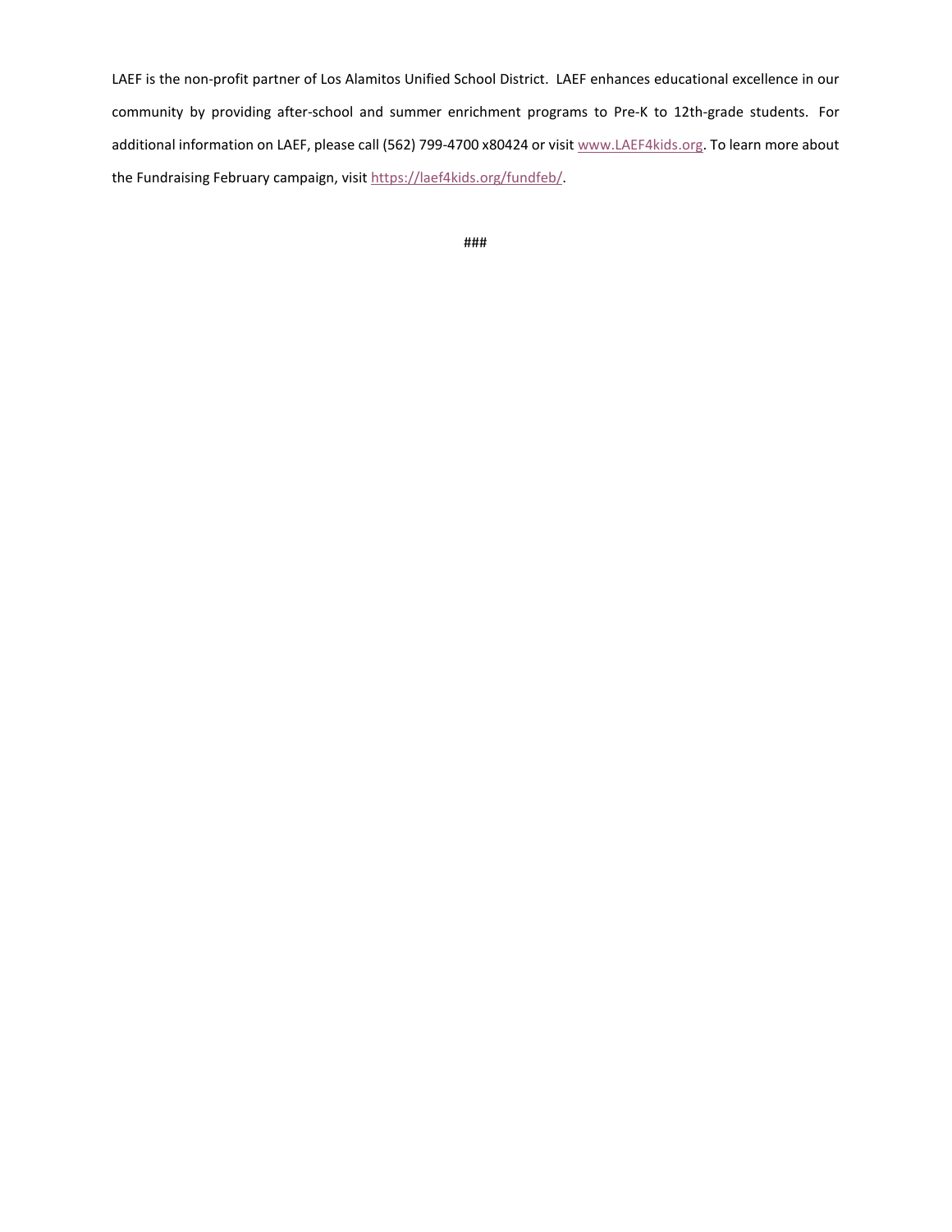LAEF is the non-profit partner of Los Alamitos Unified School District. LAEF enhances educational excellence in our community by providing after-school and summer enrichment programs to Pre-K to 12th-grade students. For additional information on LAEF, please call (562) 799-4700 x80424 or visit www.LAEF4kids.org. To learn more about the Fundraising February campaign, visit https://laef4kids.org/fundfeb/.

###